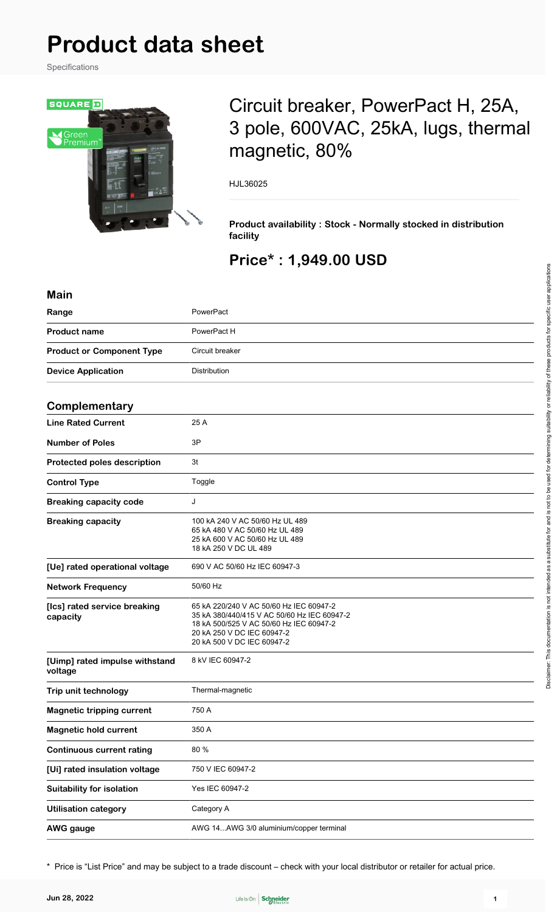# Product data sheet

Specifications

## Circuit breaker, PowerPact H, 25A, 3 pole, 600VAC, 25kA, lugs, thermal magnetic, 80%

HJL36025

**Product availability : Stock - Normally stocked in distribution facility**

## Price* : 1,949.00 USD

### Main

| | |
|---|---|
| **Range** | PowerPact |
| **Product name** | PowerPact H |
| **Product or Component Type** | Circuit breaker |
| **Device Application** | Distribution |

### Complementary

| | |
|---|---|
| **Line Rated Current** | 25 A |
| **Number of Poles** | 3P |
| **Protected poles description** | 3t |
| **Control Type** | Toggle |
| **Breaking capacity code** | J |
| **Breaking capacity** | 100 kA 240 V AC 50/60 Hz UL 489<br>65 kA 480 V AC 50/60 Hz UL 489<br>25 kA 600 V AC 50/60 Hz UL 489<br>18 kA 250 V DC UL 489 |
| **[Ue] rated operational voltage** | 690 V AC 50/60 Hz IEC 60947-3 |
| **Network Frequency** | 50/60 Hz |
| **[Ics] rated service breaking capacity** | 65 kA 220/240 V AC 50/60 Hz IEC 60947-2<br>35 kA 380/440/415 V AC 50/60 Hz IEC 60947-2<br>18 kA 500/525 V AC 50/60 Hz IEC 60947-2<br>20 kA 250 V DC IEC 60947-2<br>20 kA 500 V DC IEC 60947-2 |
| **[Uimp] rated impulse withstand voltage** | 8 kV IEC 60947-2 |
| **Trip unit technology** | Thermal-magnetic |
| **Magnetic tripping current** | 750 A |
| **Magnetic hold current** | 350 A |
| **Continuous current rating** | 80 % |
| **[Ui] rated insulation voltage** | 750 V IEC 60947-2 |
| **Suitability for isolation** | Yes IEC 60947-2 |
| **Utilisation category** | Category A |
| **AWG gauge** | AWG 14...AWG 3/0 aluminium/copper terminal |

* Price is "List Price" and may be subject to a trade discount – check with your local distributor or retailer for actual price.

Disclaimer: This documentation is not intended as a substitute for and is not to be used for determining suitability or reliability of these products for specific user applications

Jun 28, 2022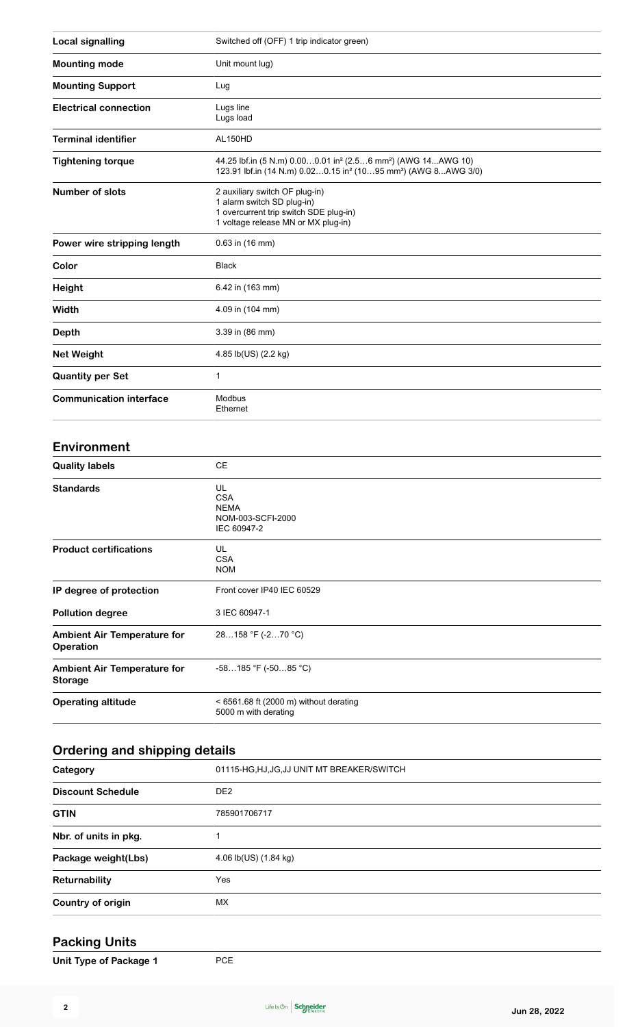| | |
|---|---|
| **Local signalling** | Switched off (OFF) 1 trip indicator green) |
| **Mounting mode** | Unit mount lug) |
| **Mounting Support** | Lug |
| **Electrical connection** | Lugs line<br>Lugs load |
| **Terminal identifier** | AL150HD |
| **Tightening torque** | 44.25 lbf.in (5 N.m) 0.00…0.01 in² (2.5…6 mm²) (AWG 14...AWG 10)<br>123.91 lbf.in (14 N.m) 0.02…0.15 in² (10…95 mm²) (AWG 8...AWG 3/0) |
| **Number of slots** | 2 auxiliary switch OF plug-in)<br>1 alarm switch SD plug-in)<br>1 overcurrent trip switch SDE plug-in)<br>1 voltage release MN or MX plug-in) |
| **Power wire stripping length** | 0.63 in (16 mm) |
| **Color** | Black |
| **Height** | 6.42 in (163 mm) |
| **Width** | 4.09 in (104 mm) |
| **Depth** | 3.39 in (86 mm) |
| **Net Weight** | 4.85 lb(US) (2.2 kg) |
| **Quantity per Set** | 1 |
| **Communication interface** | Modbus<br>Ethernet |

## Environment

| | |
|---|---|
| **Quality labels** | CE |
| **Standards** | UL<br>CSA<br>NEMA<br>NOM-003-SCFI-2000<br>IEC 60947-2 |
| **Product certifications** | UL<br>CSA<br>NOM |
| **IP degree of protection** | Front cover IP40 IEC 60529 |
| **Pollution degree** | 3 IEC 60947-1 |
| **Ambient Air Temperature for Operation** | 28…158 °F (-2…70 °C) |
| **Ambient Air Temperature for Storage** | -58…185 °F (-50…85 °C) |
| **Operating altitude** | < 6561.68 ft (2000 m) without derating<br>5000 m with derating |

## Ordering and shipping details

| | |
|---|---|
| **Category** | 01115-HG,HJ,JG,JJ UNIT MT BREAKER/SWITCH |
| **Discount Schedule** | DE2 |
| **GTIN** | 785901706717 |
| **Nbr. of units in pkg.** | 1 |
| **Package weight(Lbs)** | 4.06 lb(US) (1.84 kg) |
| **Returnability** | Yes |
| **Country of origin** | MX |

## Packing Units

| | |
|---|---|
| **Unit Type of Package 1** | PCE |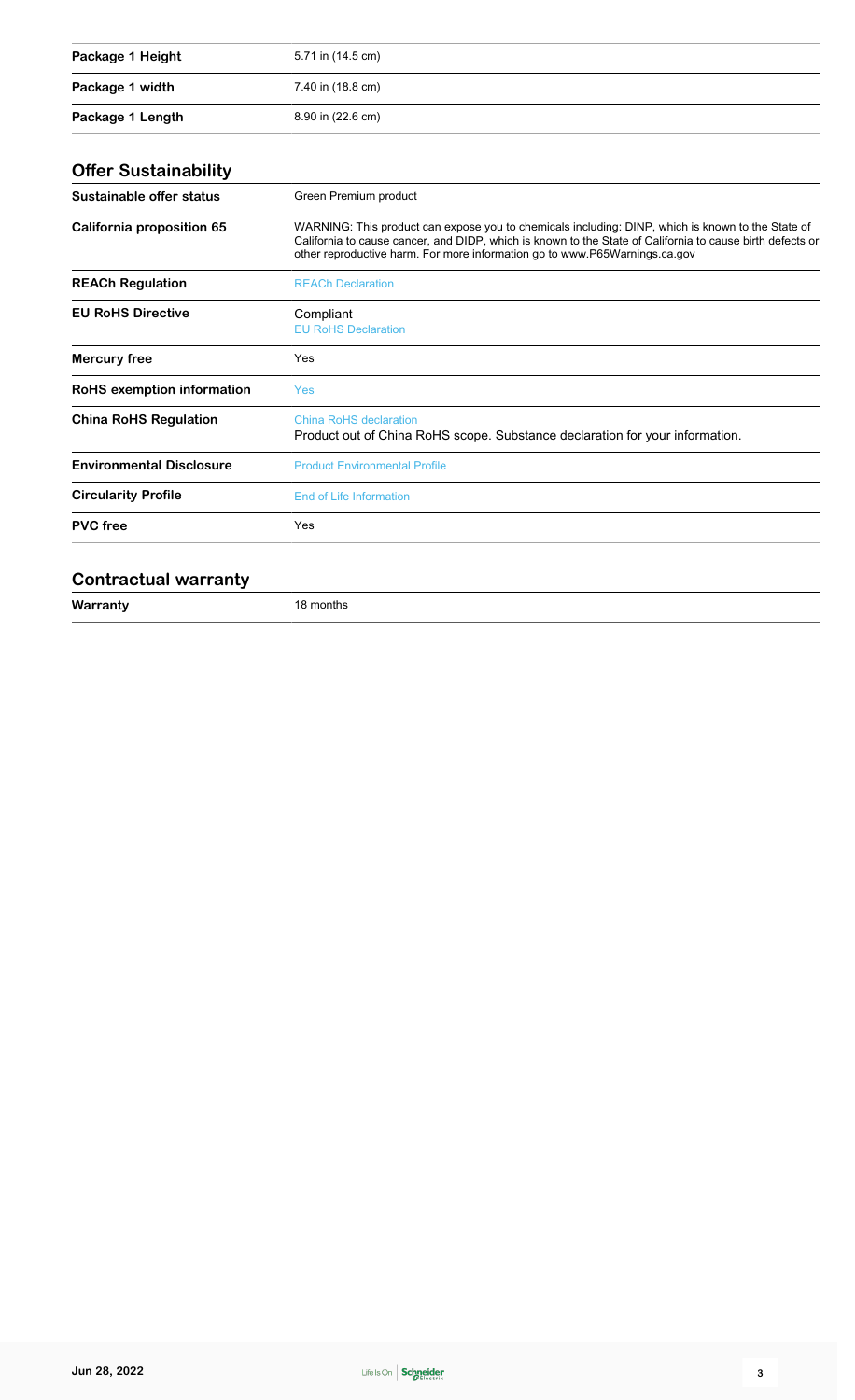| | |
|---|---|
| **Package 1 Height** | 5.71 in (14.5 cm) |
| **Package 1 width** | 7.40 in (18.8 cm) |
| **Package 1 Length** | 8.90 in (22.6 cm) |

## Offer Sustainability

| | |
|---|---|
| **Sustainable offer status** | Green Premium product |
| **California proposition 65** | WARNING: This product can expose you to chemicals including: DINP, which is known to the State of California to cause cancer, and DIDP, which is known to the State of California to cause birth defects or other reproductive harm. For more information go to www.P65Warnings.ca.gov |
| **REACh Regulation** | REACh Declaration |
| **EU RoHS Directive** | Compliant<br>EU RoHS Declaration |
| **Mercury free** | Yes |
| **RoHS exemption information** | Yes |
| **China RoHS Regulation** | China RoHS declaration<br>Product out of China RoHS scope. Substance declaration for your information. |
| **Environmental Disclosure** | Product Environmental Profile |
| **Circularity Profile** | End of Life Information |
| **PVC free** | Yes |

## Contractual warranty

| | |
|---|---|
| **Warranty** | 18 months |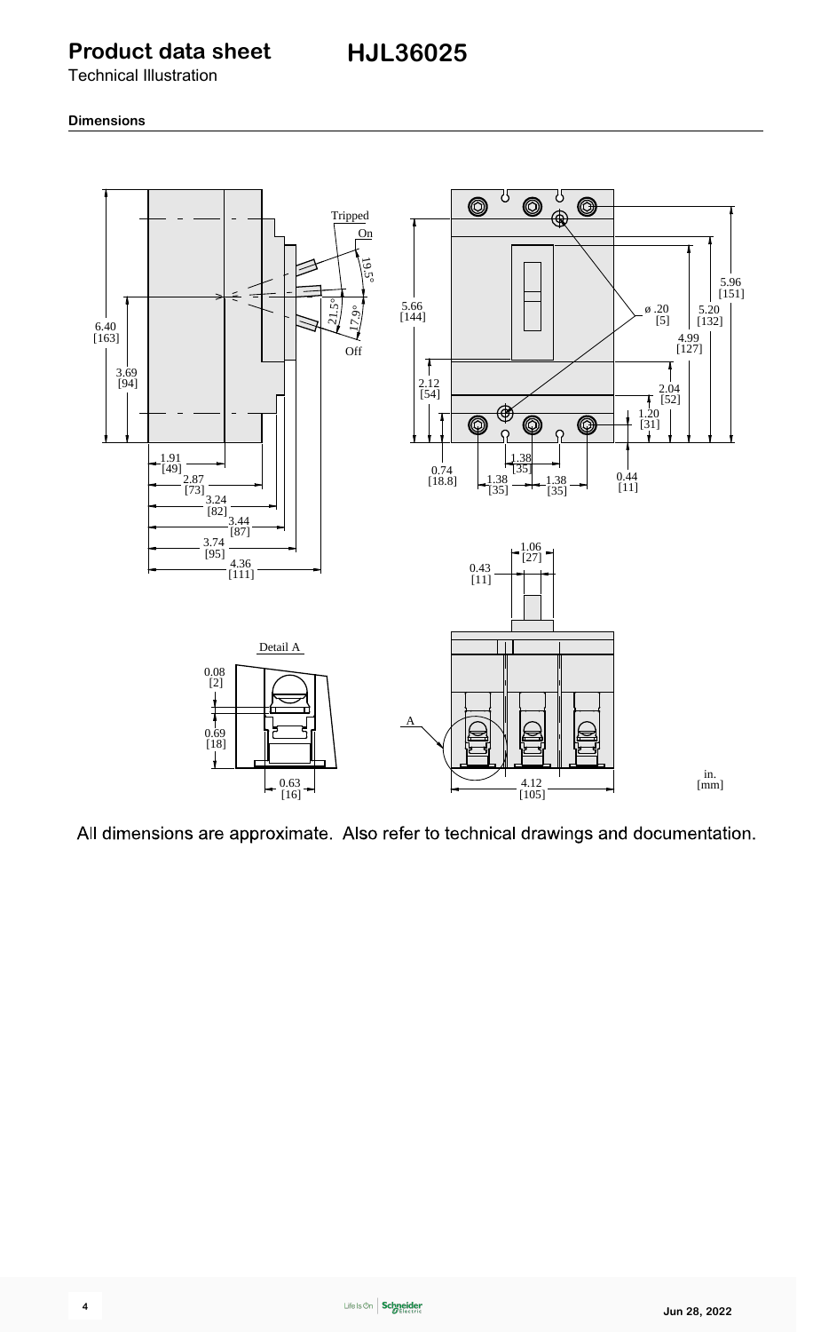# Product data sheet HJL36025

Technical Illustration

## Dimensions

Tripped
On
Off
19.5°
21.5°
17.9°
6.40
[163]
3.69
[94]
1.91
[49]
2.87
[73]
3.24
[82]
3.44
[87]
3.74
[95]
4.36
[111]
5.66
[144]
2.12
[54]
0.74
[18.8]
1.38
[35]
1.38
[35]
1.38
[35]
ø .20
[5]
5.96
[151]
5.20
[132]
4.99
[127]
2.04
[52]
1.20
[31]
0.44
[11]
1.06
[27]
0.43
[11]
Detail A
0.08
[2]
0.69
[18]
0.63
[16]
A
4.12
[105]
in.
[mm]

All dimensions are approximate. Also refer to technical drawings and documentation.